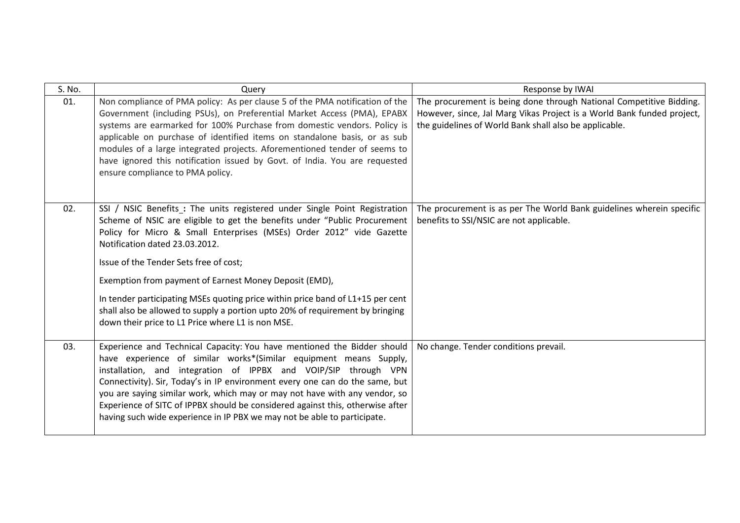| S. No. | Query | Response by IWAI |
|---|---|---|
| 01. | Non compliance of PMA policy: As per clause 5 of the PMA notification of the Government (including PSUs), on Preferential Market Access (PMA), EPABX systems are earmarked for 100% Purchase from domestic vendors. Policy is applicable on purchase of identified items on standalone basis, or as sub modules of a large integrated projects. Aforementioned tender of seems to have ignored this notification issued by Govt. of India. You are requested ensure compliance to PMA policy. | The procurement is being done through National Competitive Bidding. However, since, Jal Marg Vikas Project is a World Bank funded project, the guidelines of World Bank shall also be applicable. |
| 02. | SSI / NSIC Benefits **:** The units registered under Single Point Registration Scheme of NSIC are eligible to get the benefits under "Public Procurement Policy for Micro & Small Enterprises (MSEs) Order 2012" vide Gazette Notification dated 23.03.2012.<br><br>Issue of the Tender Sets free of cost;<br><br>Exemption from payment of Earnest Money Deposit (EMD),<br><br>In tender participating MSEs quoting price within price band of L1+15 per cent shall also be allowed to supply a portion upto 20% of requirement by bringing down their price to L1 Price where L1 is non MSE. | The procurement is as per The World Bank guidelines wherein specific benefits to SSI/NSIC are not applicable. |
| 03. | Experience and Technical Capacity: You have mentioned the Bidder should have experience of similar works*(Similar equipment means Supply, installation, and integration of IPPBX and VOIP/SIP through VPN Connectivity). Sir, Today's in IP environment every one can do the same, but you are saying similar work, which may or may not have with any vendor, so Experience of SITC of IPPBX should be considered against this, otherwise after having such wide experience in IP PBX we may not be able to participate. | No change. Tender conditions prevail. |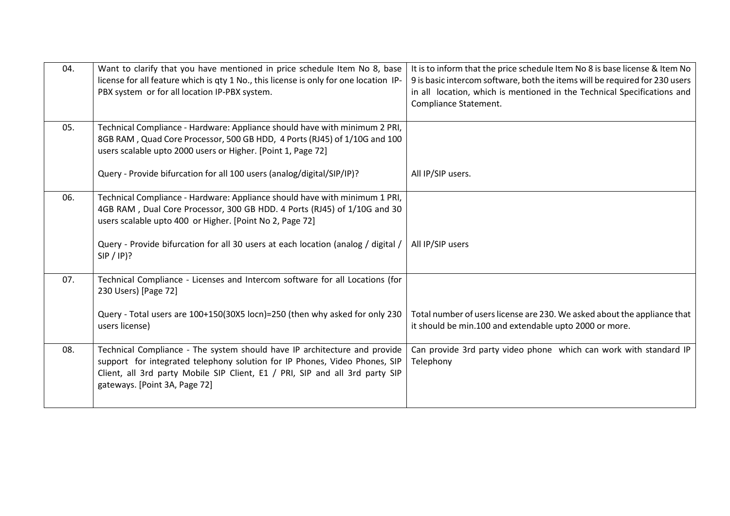| | | |
|---|---|---|
| 04. | Want to clarify that you have mentioned in price schedule Item No 8, base license for all feature which is qty 1 No., this license is only for one location IP-PBX system or for all location IP-PBX system. | It is to inform that the price schedule Item No 8 is base license & Item No 9 is basic intercom software, both the items will be required for 230 users in all location, which is mentioned in the Technical Specifications and Compliance Statement. |
| 05. | Technical Compliance - Hardware: Appliance should have with minimum 2 PRI, 8GB RAM , Quad Core Processor, 500 GB HDD, 4 Ports (RJ45) of 1/10G and 100 users scalable upto 2000 users or Higher. [Point 1, Page 72]<br><br>Query - Provide bifurcation for all 100 users (analog/digital/SIP/IP)? | All IP/SIP users. |
| 06. | Technical Compliance - Hardware: Appliance should have with minimum 1 PRI, 4GB RAM , Dual Core Processor, 300 GB HDD. 4 Ports (RJ45) of 1/10G and 30 users scalable upto 400 or Higher. [Point No 2, Page 72]<br><br>Query - Provide bifurcation for all 30 users at each location (analog / digital / SIP / IP)? | All IP/SIP users |
| 07. | Technical Compliance - Licenses and Intercom software for all Locations (for 230 Users) [Page 72]<br><br>Query - Total users are 100+150(30X5 locn)=250 (then why asked for only 230 users license) | Total number of users license are 230. We asked about the appliance that it should be min.100 and extendable upto 2000 or more. |
| 08. | Technical Compliance - The system should have IP architecture and provide support for integrated telephony solution for IP Phones, Video Phones, SIP Client, all 3rd party Mobile SIP Client, E1 / PRI, SIP and all 3rd party SIP gateways. [Point 3A, Page 72] | Can provide 3rd party video phone which can work with standard IP Telephony |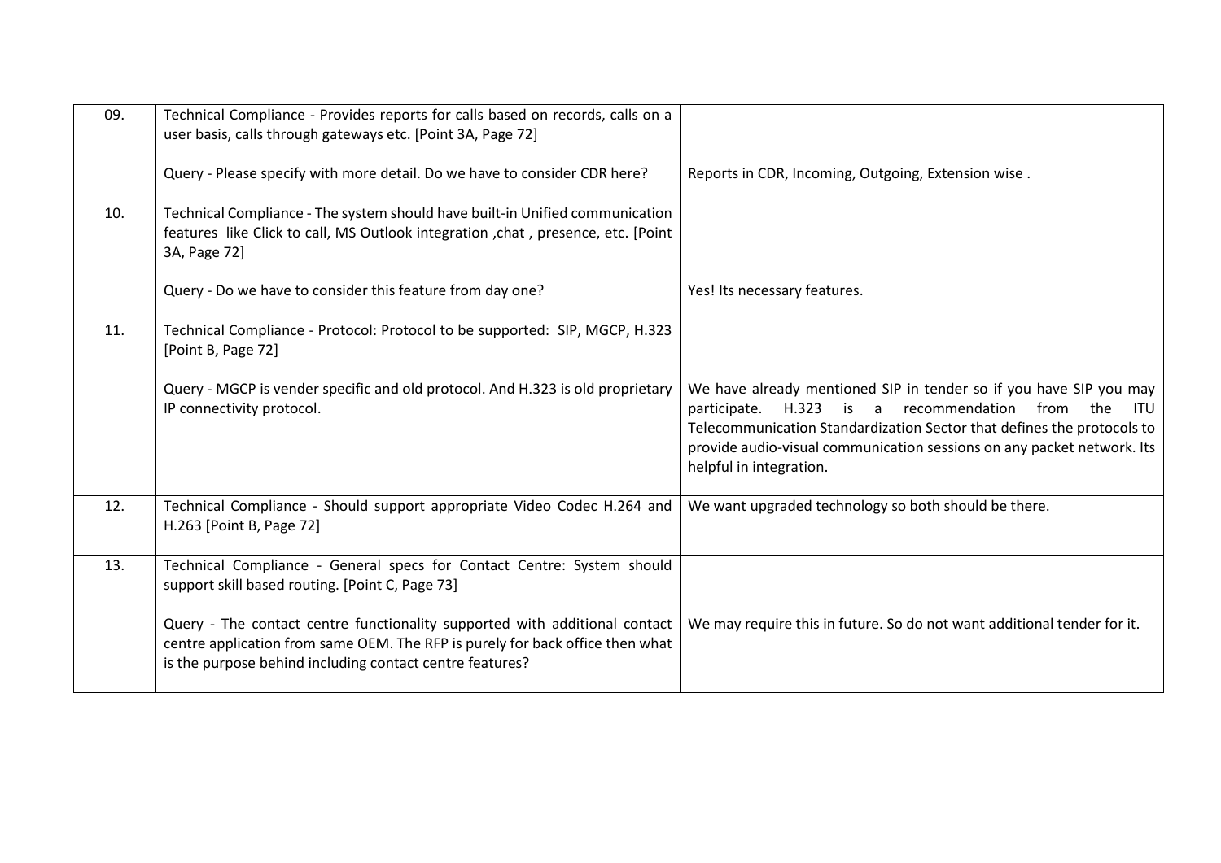| | | |
|---|---|---|
| 09. | Technical Compliance - Provides reports for calls based on records, calls on a user basis, calls through gateways etc. [Point 3A, Page 72]<br><br>Query - Please specify with more detail. Do we have to consider CDR here? | Reports in CDR, Incoming, Outgoing, Extension wise . |
| 10. | Technical Compliance - The system should have built-in Unified communication features like Click to call, MS Outlook integration ,chat , presence, etc. [Point 3A, Page 72]<br><br>Query - Do we have to consider this feature from day one? | Yes! Its necessary features. |
| 11. | Technical Compliance - Protocol: Protocol to be supported: SIP, MGCP, H.323 [Point B, Page 72]<br><br>Query - MGCP is vender specific and old protocol. And H.323 is old proprietary IP connectivity protocol. | We have already mentioned SIP in tender so if you have SIP you may participate. H.323 is a recommendation from the ITU Telecommunication Standardization Sector that defines the protocols to provide audio-visual communication sessions on any packet network. Its helpful in integration. |
| 12. | Technical Compliance - Should support appropriate Video Codec H.264 and H.263 [Point B, Page 72] | We want upgraded technology so both should be there. |
| 13. | Technical Compliance - General specs for Contact Centre: System should support skill based routing. [Point C, Page 73]<br><br>Query - The contact centre functionality supported with additional contact centre application from same OEM. The RFP is purely for back office then what is the purpose behind including contact centre features? | We may require this in future. So do not want additional tender for it. |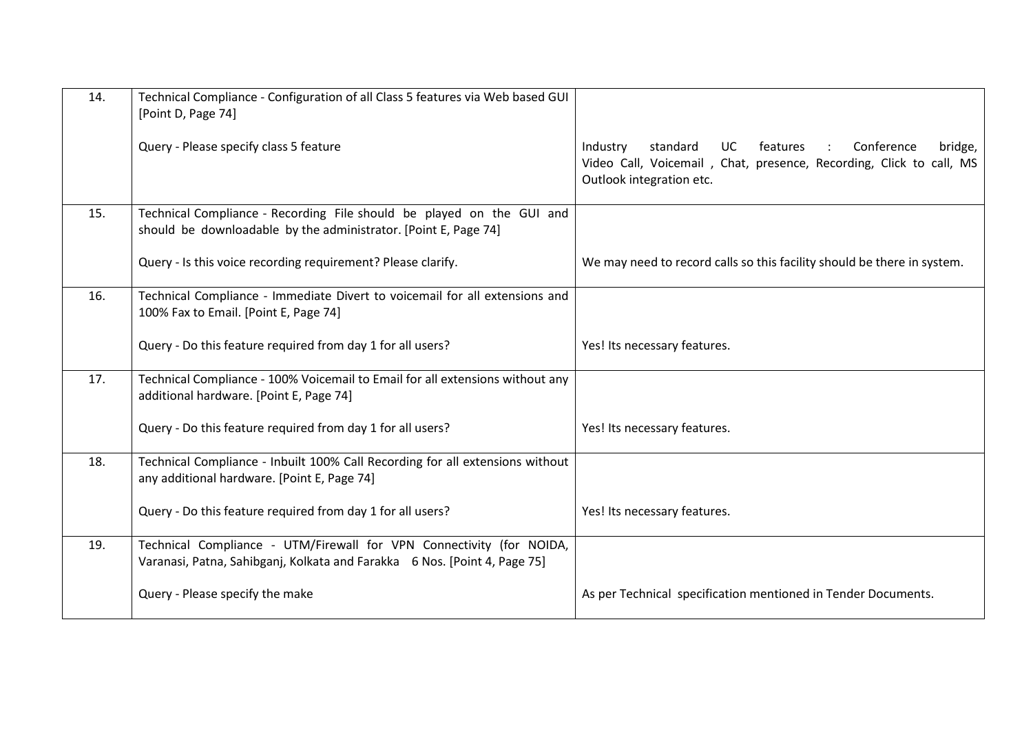| 14. | Technical Compliance - Configuration of all Class 5 features via Web based GUI [Point D, Page 74]<br><br>Query - Please specify class 5 feature | Industry standard UC features : Conference bridge, Video Call, Voicemail , Chat, presence, Recording, Click to call, MS Outlook integration etc. |
|---|---|---|
| 15. | Technical Compliance - Recording File should be played on the GUI and should be downloadable by the administrator. [Point E, Page 74]<br><br>Query - Is this voice recording requirement? Please clarify. | We may need to record calls so this facility should be there in system. |
| 16. | Technical Compliance - Immediate Divert to voicemail for all extensions and 100% Fax to Email. [Point E, Page 74]<br><br>Query - Do this feature required from day 1 for all users? | Yes! Its necessary features. |
| 17. | Technical Compliance - 100% Voicemail to Email for all extensions without any additional hardware. [Point E, Page 74]<br><br>Query - Do this feature required from day 1 for all users? | Yes! Its necessary features. |
| 18. | Technical Compliance - Inbuilt 100% Call Recording for all extensions without any additional hardware. [Point E, Page 74]<br><br>Query - Do this feature required from day 1 for all users? | Yes! Its necessary features. |
| 19. | Technical Compliance - UTM/Firewall for VPN Connectivity (for NOIDA, Varanasi, Patna, Sahibganj, Kolkata and Farakka 6 Nos. [Point 4, Page 75]<br><br>Query - Please specify the make | As per Technical specification mentioned in Tender Documents. |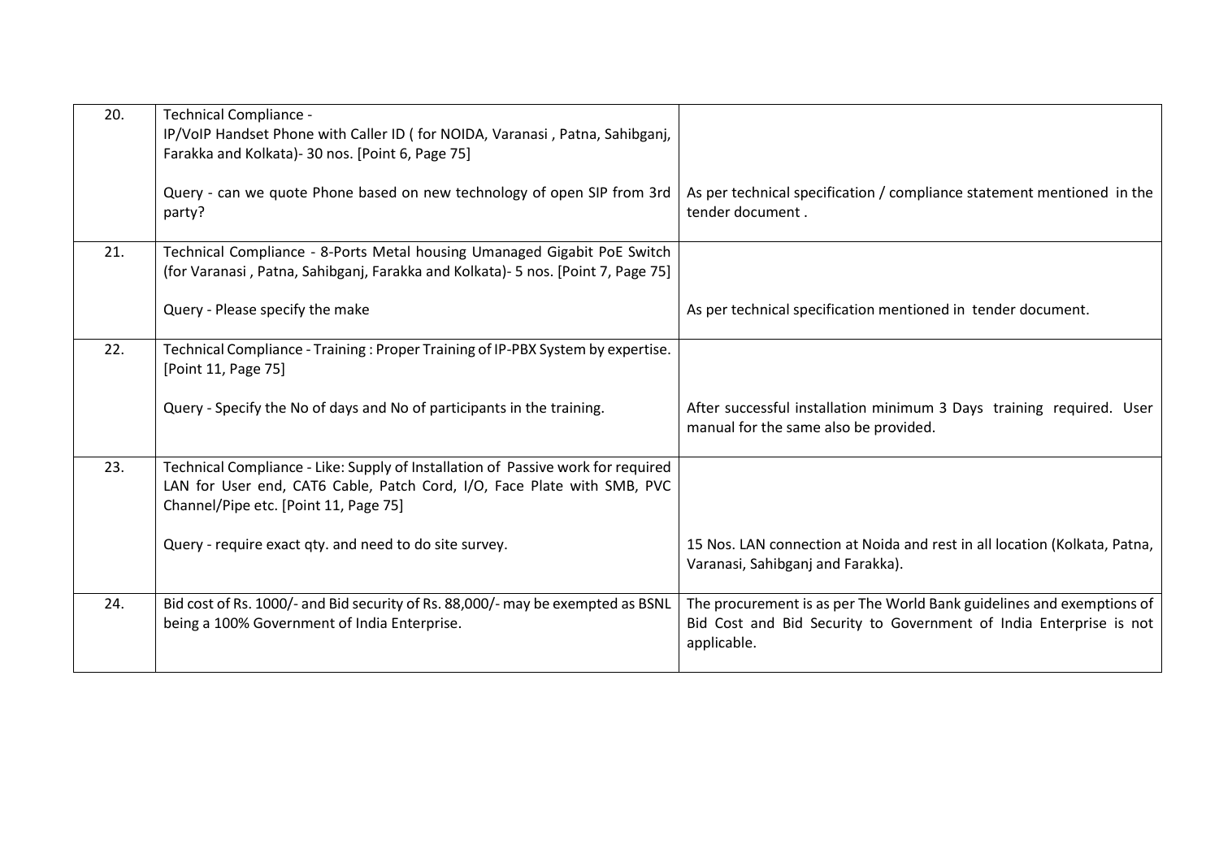| 20. | Technical Compliance -<br>IP/VoIP Handset Phone with Caller ID ( for NOIDA, Varanasi , Patna, Sahibganj, Farakka and Kolkata)- 30 nos. [Point 6, Page 75]<br><br>Query - can we quote Phone based on new technology of open SIP from 3rd party? | As per technical specification / compliance statement mentioned in the tender document . |
|---|---|---|
| 21. | Technical Compliance - 8-Ports Metal housing Umanaged Gigabit PoE Switch (for Varanasi , Patna, Sahibganj, Farakka and Kolkata)- 5 nos. [Point 7, Page 75]<br><br>Query - Please specify the make | As per technical specification mentioned in tender document. |
| 22. | Technical Compliance - Training : Proper Training of IP-PBX System by expertise. [Point 11, Page 75]<br><br>Query - Specify the No of days and No of participants in the training. | After successful installation minimum 3 Days training required. User manual for the same also be provided. |
| 23. | Technical Compliance - Like: Supply of Installation of Passive work for required LAN for User end, CAT6 Cable, Patch Cord, I/O, Face Plate with SMB, PVC Channel/Pipe etc. [Point 11, Page 75]<br><br>Query - require exact qty. and need to do site survey. | 15 Nos. LAN connection at Noida and rest in all location (Kolkata, Patna, Varanasi, Sahibganj and Farakka). |
| 24. | Bid cost of Rs. 1000/- and Bid security of Rs. 88,000/- may be exempted as BSNL being a 100% Government of India Enterprise. | The procurement is as per The World Bank guidelines and exemptions of Bid Cost and Bid Security to Government of India Enterprise is not applicable. |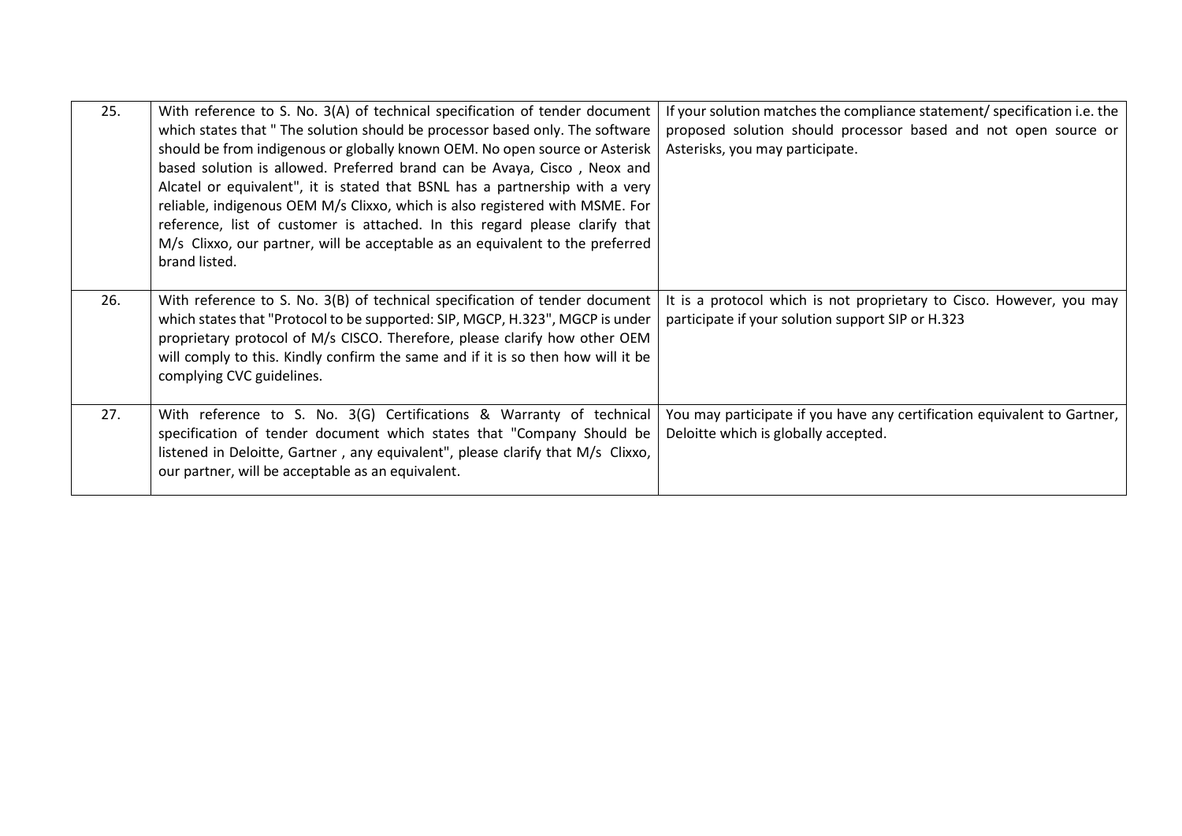| | | |
|---|---|---|
| 25. | With reference to S. No. 3(A) of technical specification of tender document which states that " The solution should be processor based only. The software should be from indigenous or globally known OEM. No open source or Asterisk based solution is allowed. Preferred brand can be Avaya, Cisco , Neox and Alcatel or equivalent", it is stated that BSNL has a partnership with a very reliable, indigenous OEM M/s Clixxo, which is also registered with MSME. For reference, list of customer is attached. In this regard please clarify that M/s Clixxo, our partner, will be acceptable as an equivalent to the preferred brand listed. | If your solution matches the compliance statement/ specification i.e. the proposed solution should processor based and not open source or Asterisks, you may participate. |
| 26. | With reference to S. No. 3(B) of technical specification of tender document which states that "Protocol to be supported: SIP, MGCP, H.323", MGCP is under proprietary protocol of M/s CISCO. Therefore, please clarify how other OEM will comply to this. Kindly confirm the same and if it is so then how will it be complying CVC guidelines. | It is a protocol which is not proprietary to Cisco. However, you may participate if your solution support SIP or H.323 |
| 27. | With reference to S. No. 3(G) Certifications & Warranty of technical specification of tender document which states that "Company Should be listened in Deloitte, Gartner , any equivalent", please clarify that M/s Clixxo, our partner, will be acceptable as an equivalent. | You may participate if you have any certification equivalent to Gartner, Deloitte which is globally accepted. |